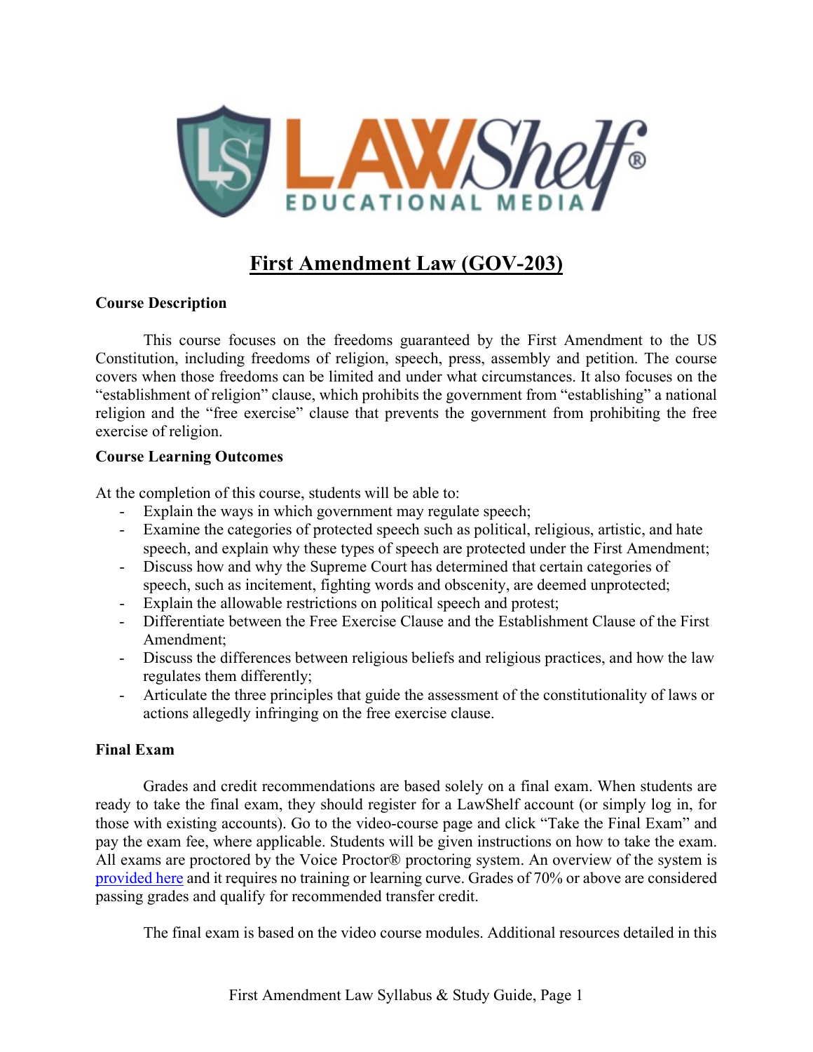# First Amendment Law (GOV-203)

**Course Description**

This course focuses on the freedoms guaranteed by the First Amendment to the US Constitution, including freedoms of religion, speech, press, assembly and petition. The course covers when those freedoms can be limited and under what circumstances. It also focuses on the "establishment of religion" clause, which prohibits the government from "establishing" a national religion and the "free exercise" clause that prevents the government from prohibiting the free exercise of religion.

**Course Learning Outcomes**

At the completion of this course, students will be able to:

- Explain the ways in which government may regulate speech;
- Examine the categories of protected speech such as political, religious, artistic, and hate speech, and explain why these types of speech are protected under the First Amendment;
- Discuss how and why the Supreme Court has determined that certain categories of speech, such as incitement, fighting words and obscenity, are deemed unprotected;
- Explain the allowable restrictions on political speech and protest;
- Differentiate between the Free Exercise Clause and the Establishment Clause of the First Amendment;
- Discuss the differences between religious beliefs and religious practices, and how the law regulates them differently;
- Articulate the three principles that guide the assessment of the constitutionality of laws or actions allegedly infringing on the free exercise clause.

**Final Exam**

Grades and credit recommendations are based solely on a final exam. When students are ready to take the final exam, they should register for a LawShelf account (or simply log in, for those with existing accounts). Go to the video-course page and click "Take the Final Exam" and pay the exam fee, where applicable. Students will be given instructions on how to take the exam. All exams are proctored by the Voice Proctor® proctoring system. An overview of the system is provided here and it requires no training or learning curve. Grades of 70% or above are considered passing grades and qualify for recommended transfer credit.

The final exam is based on the video course modules. Additional resources detailed in this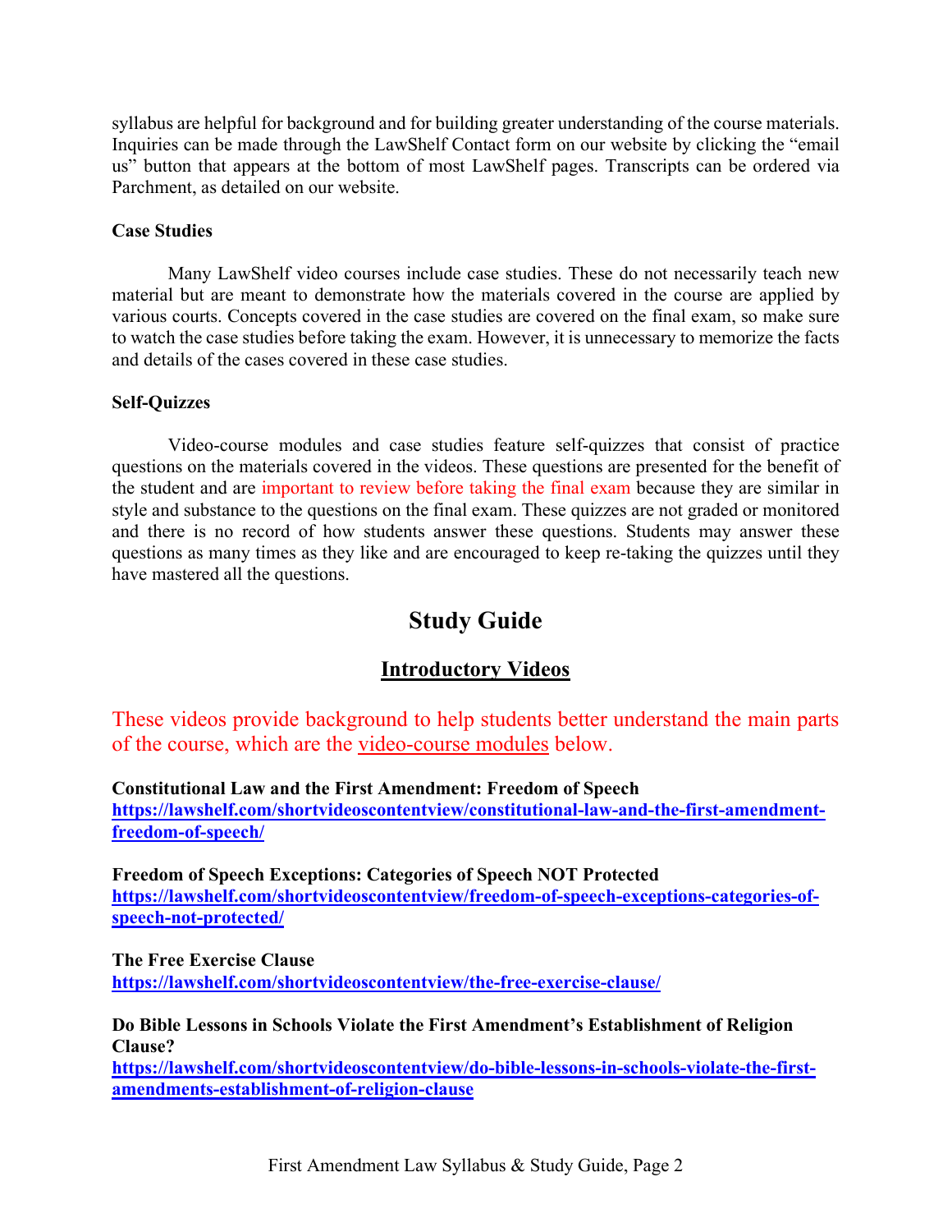syllabus are helpful for background and for building greater understanding of the course materials. Inquiries can be made through the LawShelf Contact form on our website by clicking the "email us" button that appears at the bottom of most LawShelf pages. Transcripts can be ordered via Parchment, as detailed on our website.

**Case Studies**

Many LawShelf video courses include case studies. These do not necessarily teach new material but are meant to demonstrate how the materials covered in the course are applied by various courts. Concepts covered in the case studies are covered on the final exam, so make sure to watch the case studies before taking the exam. However, it is unnecessary to memorize the facts and details of the cases covered in these case studies.

**Self-Quizzes**

Video-course modules and case studies feature self-quizzes that consist of practice questions on the materials covered in the videos. These questions are presented for the benefit of the student and are important to review before taking the final exam because they are similar in style and substance to the questions on the final exam. These quizzes are not graded or monitored and there is no record of how students answer these questions. Students may answer these questions as many times as they like and are encouraged to keep re-taking the quizzes until they have mastered all the questions.

# Study Guide

## Introductory Videos

These videos provide background to help students better understand the main parts of the course, which are the video-course modules below.

**Constitutional Law and the First Amendment: Freedom of Speech**
**https://lawshelf.com/shortvideoscontentview/constitutional-law-and-the-first-amendment-freedom-of-speech/**

**Freedom of Speech Exceptions: Categories of Speech NOT Protected**
**https://lawshelf.com/shortvideoscontentview/freedom-of-speech-exceptions-categories-of-speech-not-protected/**

**The Free Exercise Clause**
**https://lawshelf.com/shortvideoscontentview/the-free-exercise-clause/**

**Do Bible Lessons in Schools Violate the First Amendment's Establishment of Religion Clause?**
**https://lawshelf.com/shortvideoscontentview/do-bible-lessons-in-schools-violate-the-first-amendments-establishment-of-religion-clause**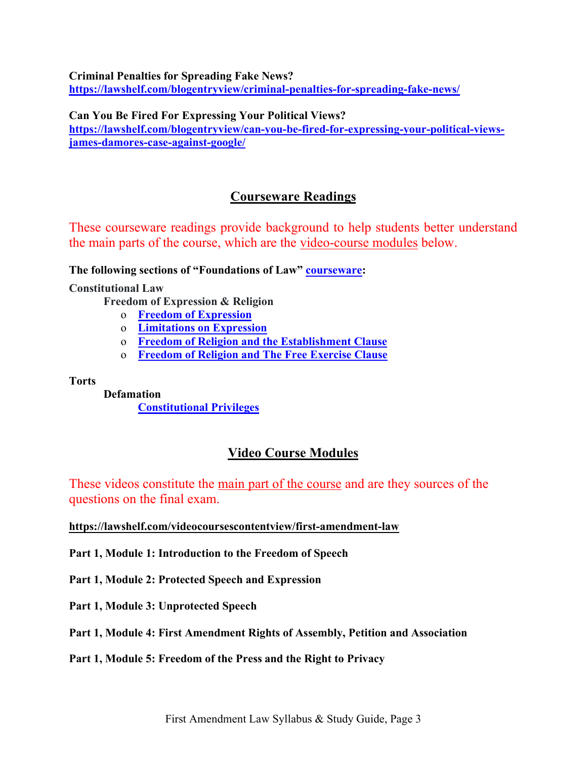**Criminal Penalties for Spreading Fake News?**
https://lawshelf.com/blogentryview/criminal-penalties-for-spreading-fake-news/

**Can You Be Fired For Expressing Your Political Views?**
https://lawshelf.com/blogentryview/can-you-be-fired-for-expressing-your-political-views-james-damores-case-against-google/

## Courseware Readings

These courseware readings provide background to help students better understand the main parts of the course, which are the video-course modules below.

**The following sections of "Foundations of Law" courseware:**

**Constitutional Law**

**Freedom of Expression & Religion**

- **Freedom of Expression**
- **Limitations on Expression**
- **Freedom of Religion and the Establishment Clause**
- **Freedom of Religion and The Free Exercise Clause**

**Torts**

**Defamation**

**Constitutional Privileges**

## Video Course Modules

These videos constitute the main part of the course and are they sources of the questions on the final exam.

**https://lawshelf.com/videocoursescontentview/first-amendment-law**

**Part 1, Module 1: Introduction to the Freedom of Speech**

**Part 1, Module 2: Protected Speech and Expression**

**Part 1, Module 3: Unprotected Speech**

**Part 1, Module 4: First Amendment Rights of Assembly, Petition and Association**

**Part 1, Module 5: Freedom of the Press and the Right to Privacy**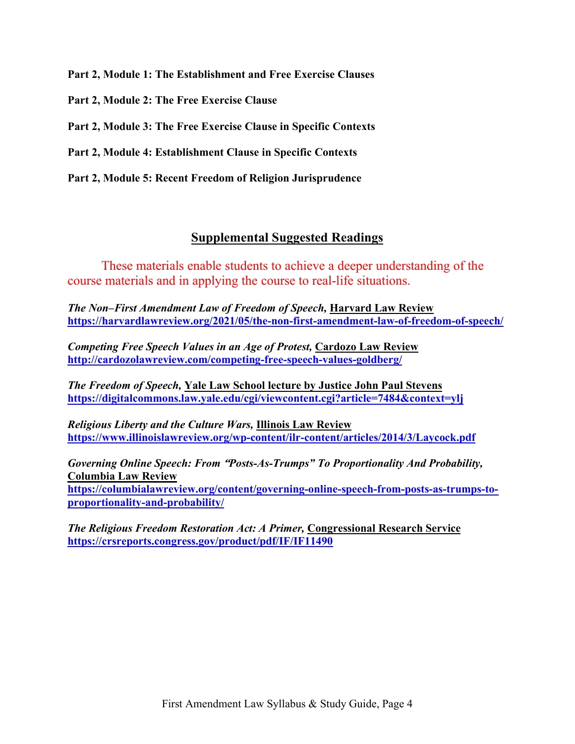**Part 2, Module 1: The Establishment and Free Exercise Clauses**

**Part 2, Module 2: The Free Exercise Clause**

**Part 2, Module 3: The Free Exercise Clause in Specific Contexts**

**Part 2, Module 4: Establishment Clause in Specific Contexts**

**Part 2, Module 5: Recent Freedom of Religion Jurisprudence**

## Supplemental Suggested Readings

These materials enable students to achieve a deeper understanding of the course materials and in applying the course to real-life situations.

***The Non–First Amendment Law of Freedom of Speech,*** **Harvard Law Review**
**https://harvardlawreview.org/2021/05/the-non-first-amendment-law-of-freedom-of-speech/**

***Competing Free Speech Values in an Age of Protest,*** **Cardozo Law Review**
**http://cardozolawreview.com/competing-free-speech-values-goldberg/**

***The Freedom of Speech,*** **Yale Law School lecture by Justice John Paul Stevens**
**https://digitalcommons.law.yale.edu/cgi/viewcontent.cgi?article=7484&context=ylj**

***Religious Liberty and the Culture Wars,*** **Illinois Law Review**
**https://www.illinoislawreview.org/wp-content/ilr-content/articles/2014/3/Laycock.pdf**

***Governing Online Speech: From "Posts-As-Trumps" To Proportionality And Probability,*** **Columbia Law Review**
**https://columbialawreview.org/content/governing-online-speech-from-posts-as-trumps-to-proportionality-and-probability/**

***The Religious Freedom Restoration Act: A Primer,*** **Congressional Research Service**
**https://crsreports.congress.gov/product/pdf/IF/IF11490**